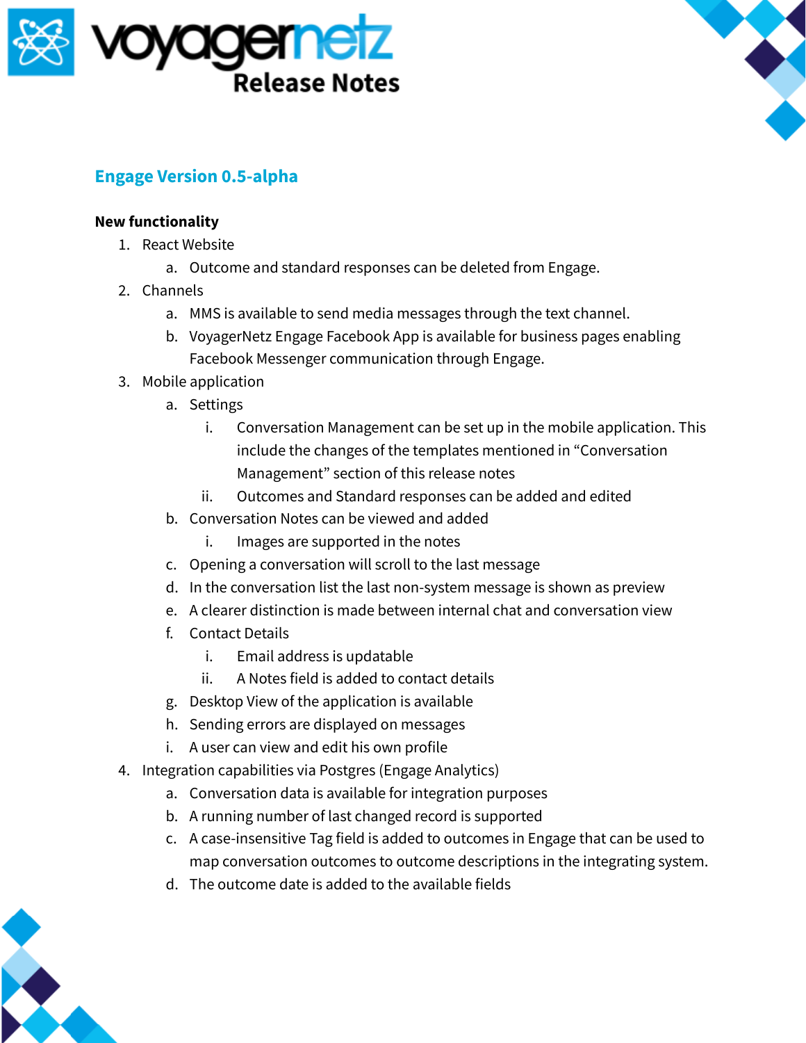# voyagernetz Release Notes

## Engage Version 0.5-alpha

**New functionality**

1. React Website
   a. Outcome and standard responses can be deleted from Engage.
2. Channels
   a. MMS is available to send media messages through the text channel.
   b. VoyagerNetz Engage Facebook App is available for business pages enabling Facebook Messenger communication through Engage.
3. Mobile application
   a. Settings
      i. Conversation Management can be set up in the mobile application. This include the changes of the templates mentioned in "Conversation Management" section of this release notes
      ii. Outcomes and Standard responses can be added and edited
   b. Conversation Notes can be viewed and added
      i. Images are supported in the notes
   c. Opening a conversation will scroll to the last message
   d. In the conversation list the last non-system message is shown as preview
   e. A clearer distinction is made between internal chat and conversation view
   f. Contact Details
      i. Email address is updatable
      ii. A Notes field is added to contact details
   g. Desktop View of the application is available
   h. Sending errors are displayed on messages
   i. A user can view and edit his own profile
4. Integration capabilities via Postgres (Engage Analytics)
   a. Conversation data is available for integration purposes
   b. A running number of last changed record is supported
   c. A case-insensitive Tag field is added to outcomes in Engage that can be used to map conversation outcomes to outcome descriptions in the integrating system.
   d. The outcome date is added to the available fields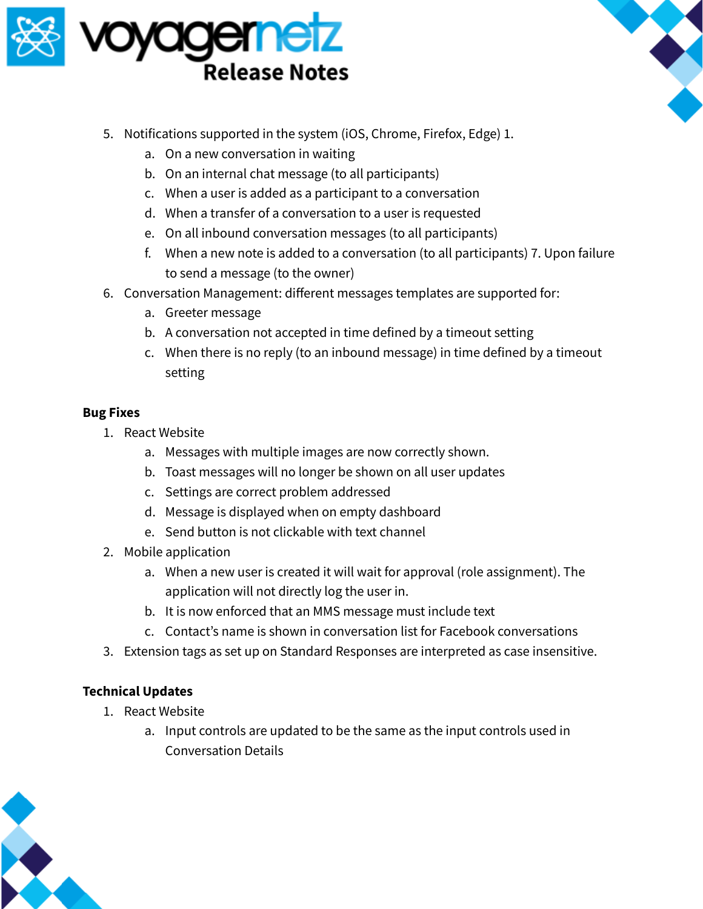5. Notifications supported in the system (iOS, Chrome, Firefox, Edge) 1.
    a. On a new conversation in waiting
    b. On an internal chat message (to all participants)
    c. When a user is added as a participant to a conversation
    d. When a transfer of a conversation to a user is requested
    e. On all inbound conversation messages (to all participants)
    f. When a new note is added to a conversation (to all participants) 7. Upon failure to send a message (to the owner)
6. Conversation Management: different messages templates are supported for:
    a. Greeter message
    b. A conversation not accepted in time defined by a timeout setting
    c. When there is no reply (to an inbound message) in time defined by a timeout setting

**Bug Fixes**

1. React Website
    a. Messages with multiple images are now correctly shown.
    b. Toast messages will no longer be shown on all user updates
    c. Settings are correct problem addressed
    d. Message is displayed when on empty dashboard
    e. Send button is not clickable with text channel
2. Mobile application
    a. When a new user is created it will wait for approval (role assignment). The application will not directly log the user in.
    b. It is now enforced that an MMS message must include text
    c. Contact's name is shown in conversation list for Facebook conversations
3. Extension tags as set up on Standard Responses are interpreted as case insensitive.

**Technical Updates**

1. React Website
    a. Input controls are updated to be the same as the input controls used in Conversation Details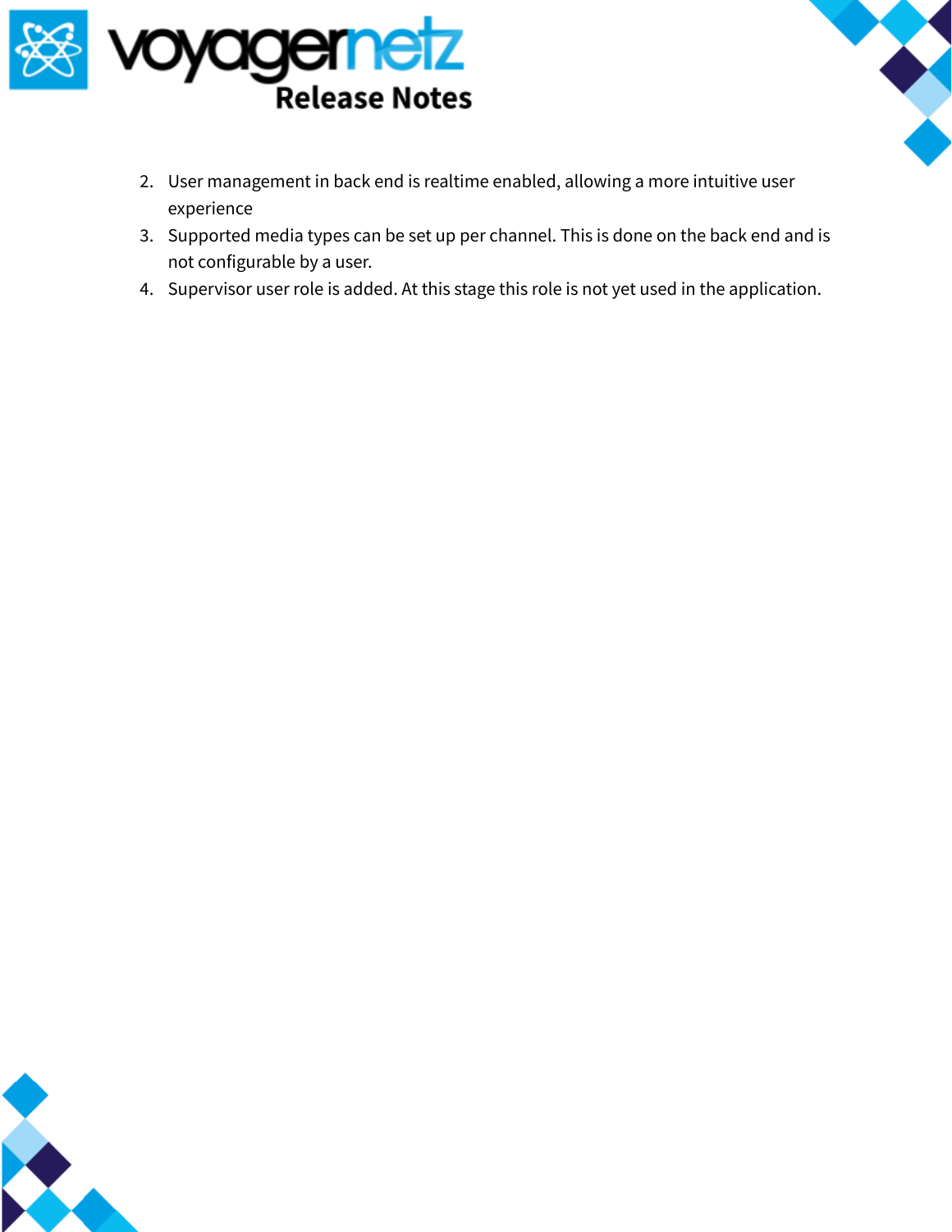2. User management in back end is realtime enabled, allowing a more intuitive user experience
3. Supported media types can be set up per channel. This is done on the back end and is not configurable by a user.
4. Supervisor user role is added. At this stage this role is not yet used in the application.